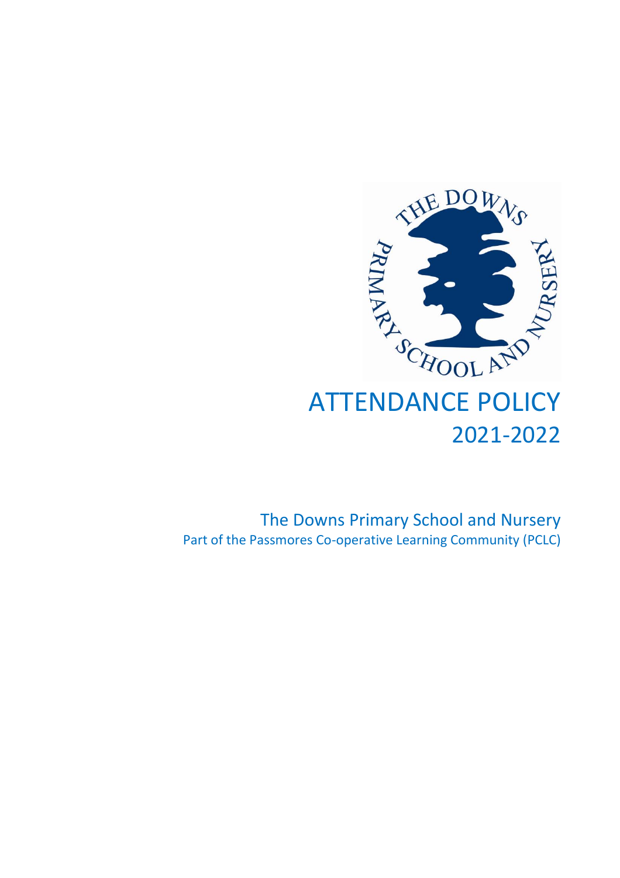# ATTENDANCE POLICY

## 2021-2022

The Downs Primary School and Nursery

Part of the Passmores Co-operative Learning Community (PCLC)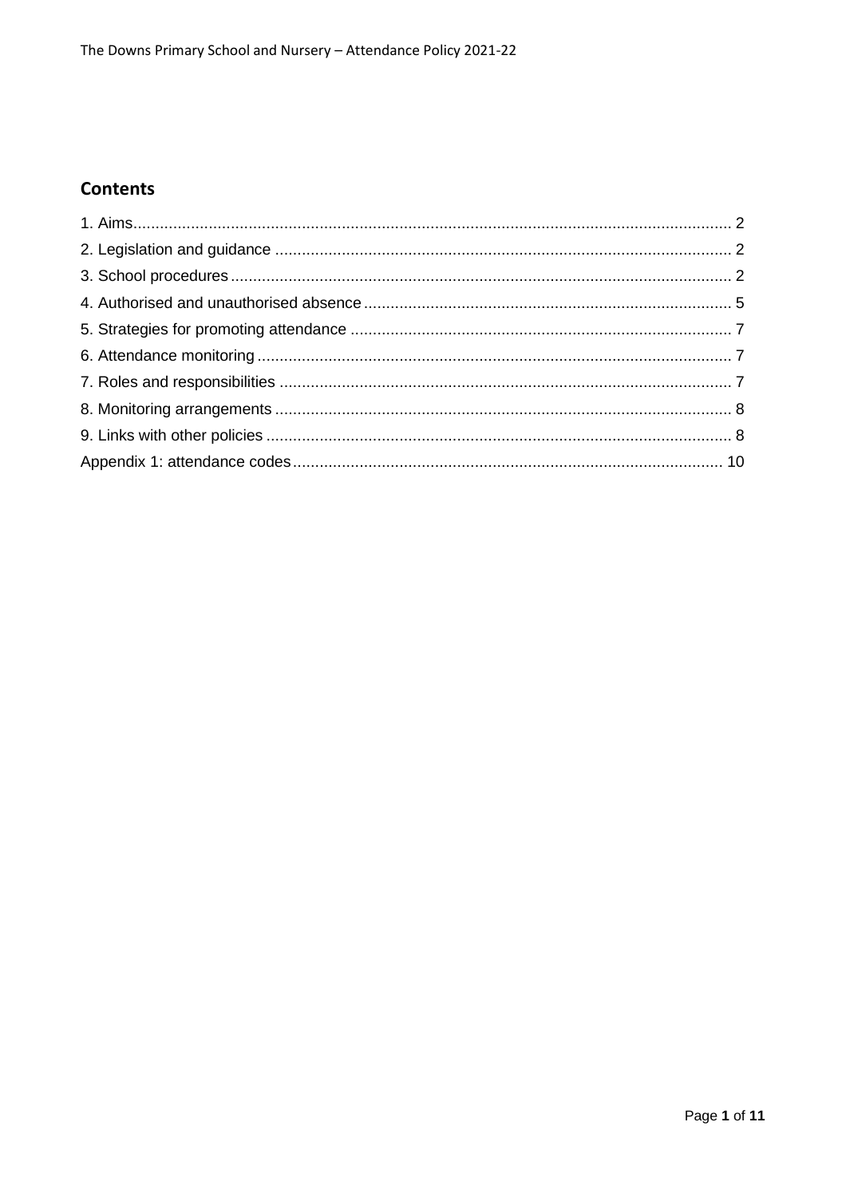## Contents

1. Aims....................................................................................................................................... 2
2. Legislation and guidance ...................................................................................................... 2
3. School procedures ................................................................................................................ 2
4. Authorised and unauthorised absence .................................................................................. 5
5. Strategies for promoting attendance ..................................................................................... 7
6. Attendance monitoring .......................................................................................................... 7
7. Roles and responsibilities ..................................................................................................... 7
8. Monitoring arrangements ...................................................................................................... 8
9. Links with other policies ........................................................................................................ 8

Appendix 1: attendance codes ................................................................................................. 10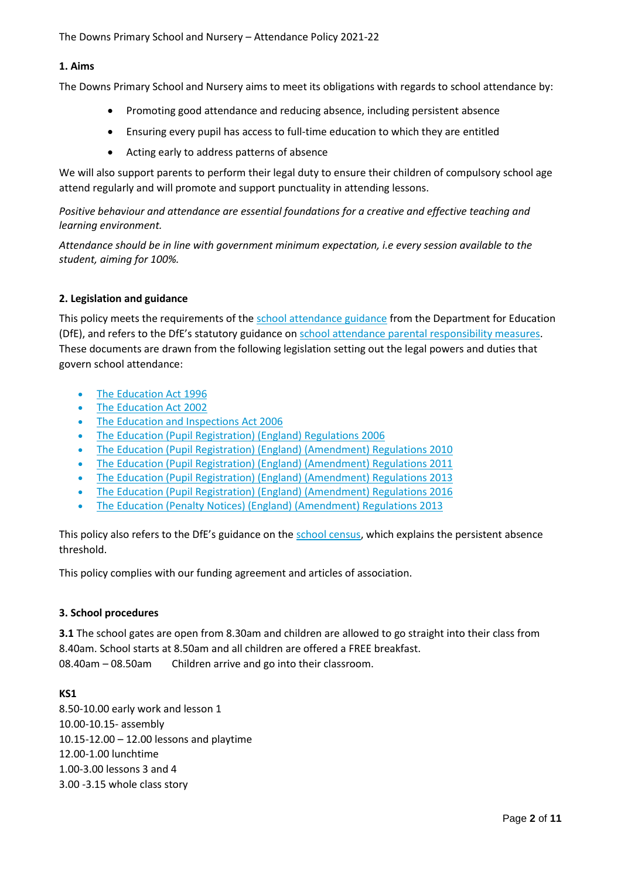### 1. Aims

The Downs Primary School and Nursery aims to meet its obligations with regards to school attendance by:

- Promoting good attendance and reducing absence, including persistent absence
- Ensuring every pupil has access to full-time education to which they are entitled
- Acting early to address patterns of absence

We will also support parents to perform their legal duty to ensure their children of compulsory school age attend regularly and will promote and support punctuality in attending lessons.

*Positive behaviour and attendance are essential foundations for a creative and effective teaching and learning environment.*

*Attendance should be in line with government minimum expectation, i.e every session available to the student, aiming for 100%.*

### 2. Legislation and guidance

This policy meets the requirements of the school attendance guidance from the Department for Education (DfE), and refers to the DfE's statutory guidance on school attendance parental responsibility measures. These documents are drawn from the following legislation setting out the legal powers and duties that govern school attendance:

- The Education Act 1996
- The Education Act 2002
- The Education and Inspections Act 2006
- The Education (Pupil Registration) (England) Regulations 2006
- The Education (Pupil Registration) (England) (Amendment) Regulations 2010
- The Education (Pupil Registration) (England) (Amendment) Regulations 2011
- The Education (Pupil Registration) (England) (Amendment) Regulations 2013
- The Education (Pupil Registration) (England) (Amendment) Regulations 2016
- The Education (Penalty Notices) (England) (Amendment) Regulations 2013

This policy also refers to the DfE's guidance on the school census, which explains the persistent absence threshold.

This policy complies with our funding agreement and articles of association.

### 3. School procedures

**3.1** The school gates are open from 8.30am and children are allowed to go straight into their class from 8.40am. School starts at 8.50am and all children are offered a FREE breakfast.
08.40am – 08.50am Children arrive and go into their classroom.

**KS1**
8.50-10.00 early work and lesson 1
10.00-10.15- assembly
10.15-12.00 – 12.00 lessons and playtime
12.00-1.00 lunchtime
1.00-3.00 lessons 3 and 4
3.00 -3.15 whole class story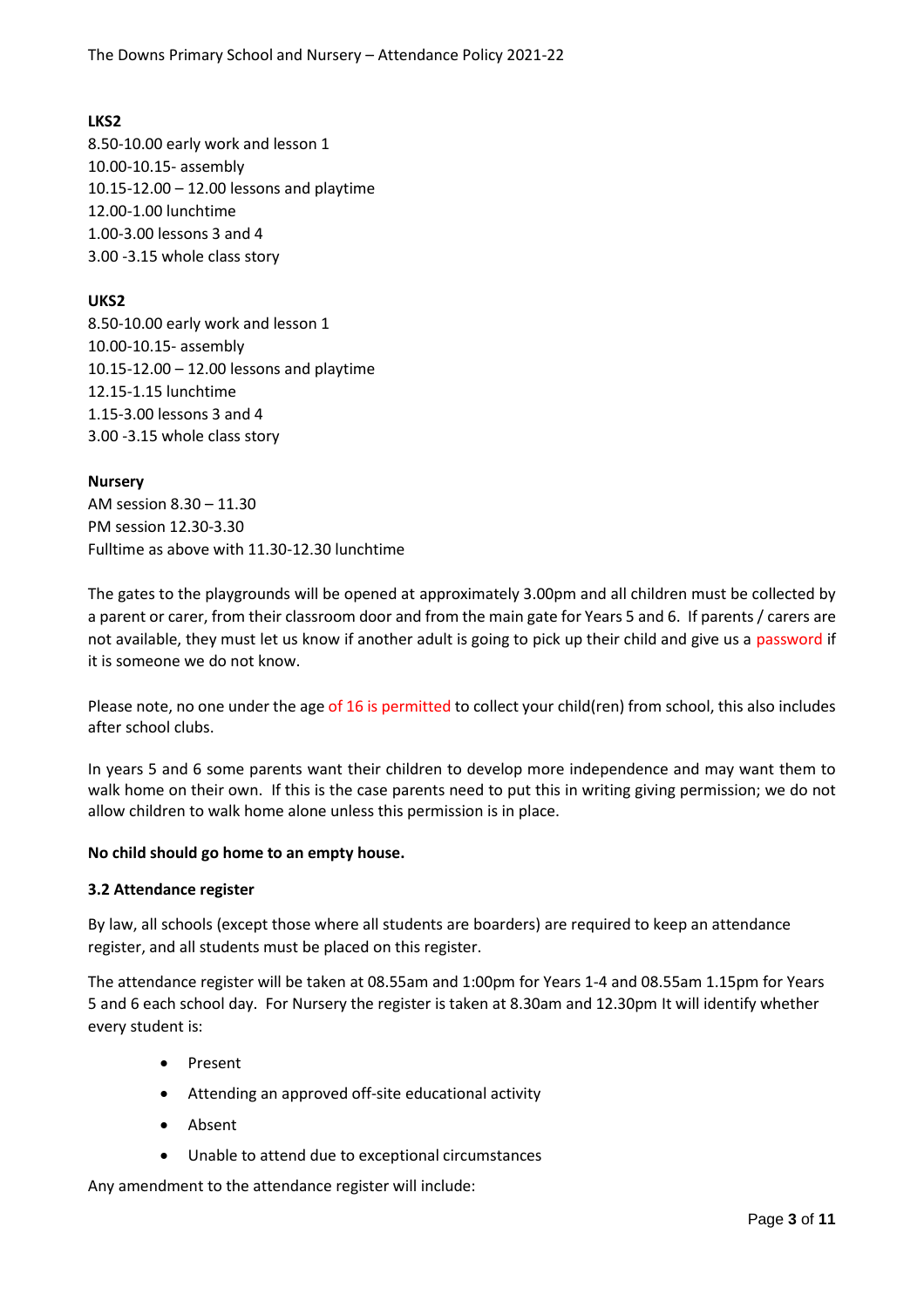**LKS2**
8.50-10.00 early work and lesson 1
10.00-10.15- assembly
10.15-12.00 – 12.00 lessons and playtime
12.00-1.00 lunchtime
1.00-3.00 lessons 3 and 4
3.00 -3.15 whole class story

**UKS2**
8.50-10.00 early work and lesson 1
10.00-10.15- assembly
10.15-12.00 – 12.00 lessons and playtime
12.15-1.15 lunchtime
1.15-3.00 lessons 3 and 4
3.00 -3.15 whole class story

**Nursery**
AM session 8.30 – 11.30
PM session 12.30-3.30
Fulltime as above with 11.30-12.30 lunchtime

The gates to the playgrounds will be opened at approximately 3.00pm and all children must be collected by a parent or carer, from their classroom door and from the main gate for Years 5 and 6. If parents / carers are not available, they must let us know if another adult is going to pick up their child and give us a password if it is someone we do not know.

Please note, no one under the age of 16 is permitted to collect your child(ren) from school, this also includes after school clubs.

In years 5 and 6 some parents want their children to develop more independence and may want them to walk home on their own. If this is the case parents need to put this in writing giving permission; we do not allow children to walk home alone unless this permission is in place.

**No child should go home to an empty house.**

**3.2 Attendance register**

By law, all schools (except those where all students are boarders) are required to keep an attendance register, and all students must be placed on this register.

The attendance register will be taken at 08.55am and 1:00pm for Years 1-4 and 08.55am 1.15pm for Years 5 and 6 each school day. For Nursery the register is taken at 8.30am and 12.30pm It will identify whether every student is:

- Present
- Attending an approved off-site educational activity
- Absent
- Unable to attend due to exceptional circumstances

Any amendment to the attendance register will include: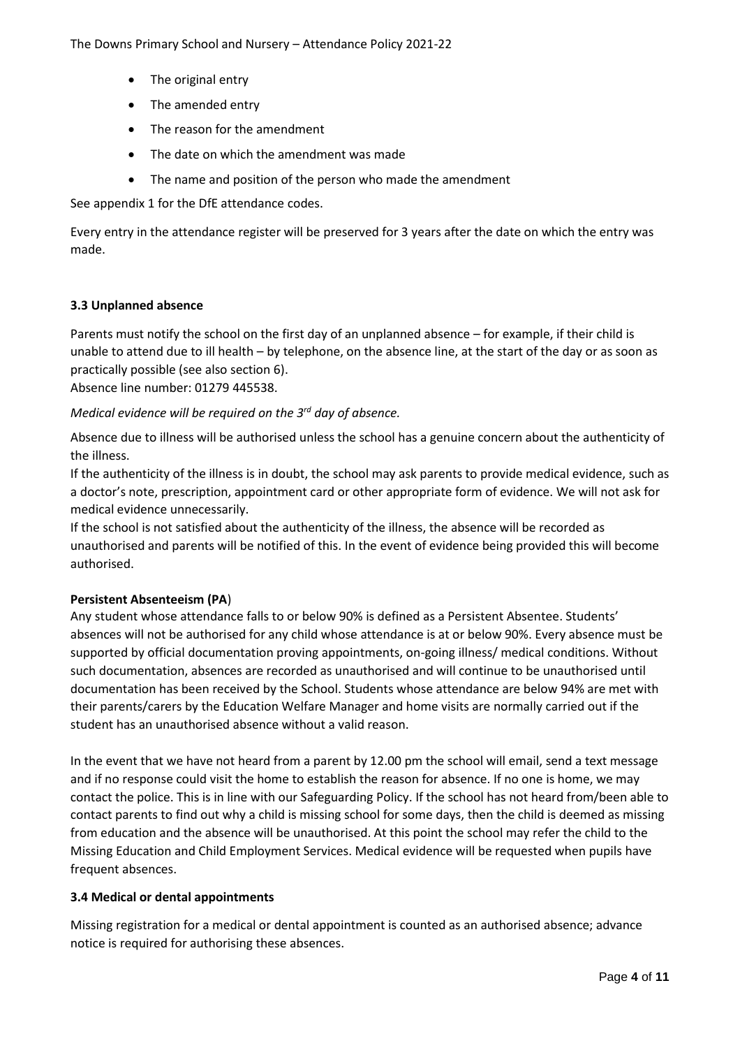- The original entry
- The amended entry
- The reason for the amendment
- The date on which the amendment was made
- The name and position of the person who made the amendment

See appendix 1 for the DfE attendance codes.

Every entry in the attendance register will be preserved for 3 years after the date on which the entry was made.

### 3.3 Unplanned absence

Parents must notify the school on the first day of an unplanned absence – for example, if their child is unable to attend due to ill health – by telephone, on the absence line, at the start of the day or as soon as practically possible (see also section 6).
Absence line number: 01279 445538.

*Medical evidence will be required on the 3rd day of absence.*

Absence due to illness will be authorised unless the school has a genuine concern about the authenticity of the illness.
If the authenticity of the illness is in doubt, the school may ask parents to provide medical evidence, such as a doctor's note, prescription, appointment card or other appropriate form of evidence. We will not ask for medical evidence unnecessarily.
If the school is not satisfied about the authenticity of the illness, the absence will be recorded as unauthorised and parents will be notified of this. In the event of evidence being provided this will become authorised.

**Persistent Absenteeism (PA)**
Any student whose attendance falls to or below 90% is defined as a Persistent Absentee. Students' absences will not be authorised for any child whose attendance is at or below 90%. Every absence must be supported by official documentation proving appointments, on-going illness/ medical conditions. Without such documentation, absences are recorded as unauthorised and will continue to be unauthorised until documentation has been received by the School. Students whose attendance are below 94% are met with their parents/carers by the Education Welfare Manager and home visits are normally carried out if the student has an unauthorised absence without a valid reason.

In the event that we have not heard from a parent by 12.00 pm the school will email, send a text message and if no response could visit the home to establish the reason for absence. If no one is home, we may contact the police. This is in line with our Safeguarding Policy. If the school has not heard from/been able to contact parents to find out why a child is missing school for some days, then the child is deemed as missing from education and the absence will be unauthorised. At this point the school may refer the child to the Missing Education and Child Employment Services. Medical evidence will be requested when pupils have frequent absences.

### 3.4 Medical or dental appointments

Missing registration for a medical or dental appointment is counted as an authorised absence; advance notice is required for authorising these absences.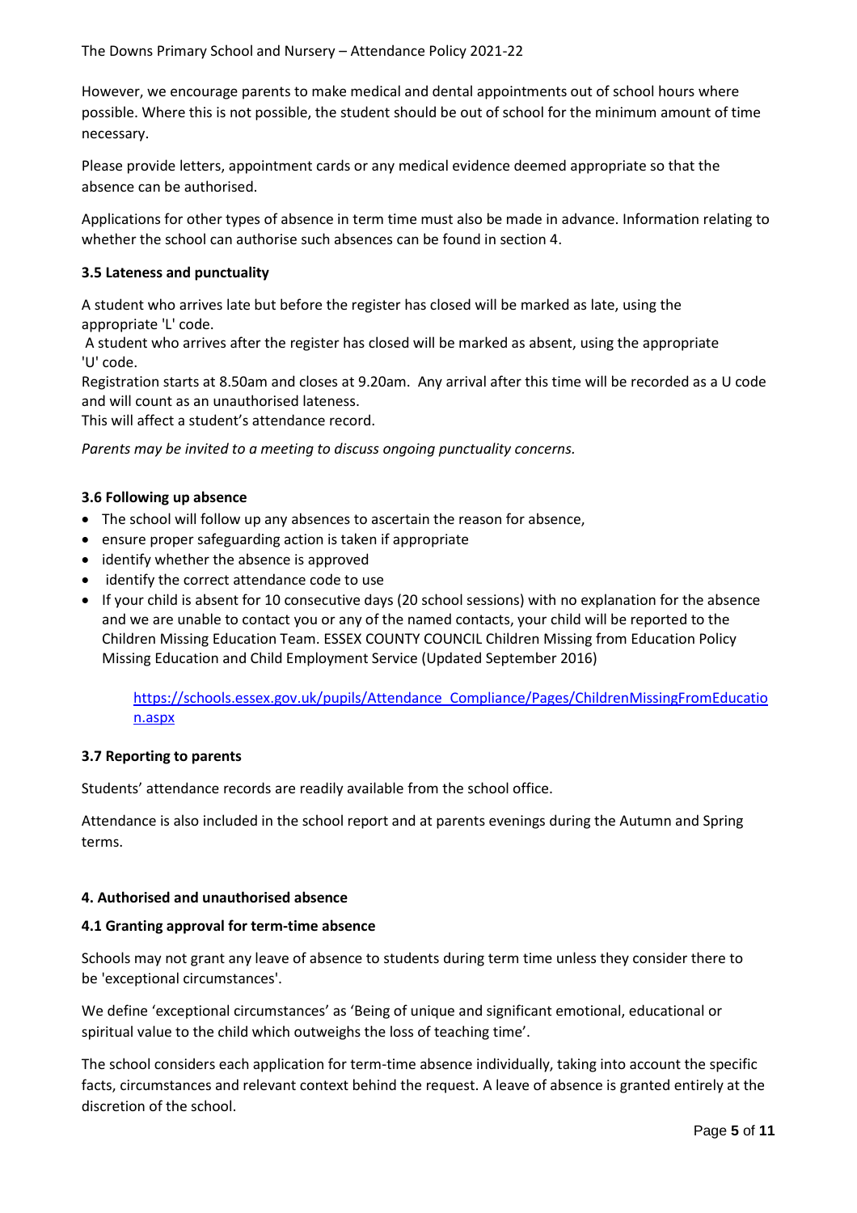However, we encourage parents to make medical and dental appointments out of school hours where possible. Where this is not possible, the student should be out of school for the minimum amount of time necessary.

Please provide letters, appointment cards or any medical evidence deemed appropriate so that the absence can be authorised.

Applications for other types of absence in term time must also be made in advance. Information relating to whether the school can authorise such absences can be found in section 4.

### 3.5 Lateness and punctuality

A student who arrives late but before the register has closed will be marked as late, using the appropriate 'L' code.
A student who arrives after the register has closed will be marked as absent, using the appropriate 'U' code.
Registration starts at 8.50am and closes at 9.20am. Any arrival after this time will be recorded as a U code and will count as an unauthorised lateness.
This will affect a student's attendance record.

*Parents may be invited to a meeting to discuss ongoing punctuality concerns.*

### 3.6 Following up absence

- The school will follow up any absences to ascertain the reason for absence,
- ensure proper safeguarding action is taken if appropriate
- identify whether the absence is approved
- identify the correct attendance code to use
- If your child is absent for 10 consecutive days (20 school sessions) with no explanation for the absence and we are unable to contact you or any of the named contacts, your child will be reported to the Children Missing Education Team. ESSEX COUNTY COUNCIL Children Missing from Education Policy Missing Education and Child Employment Service (Updated September 2016)

  https://schools.essex.gov.uk/pupils/Attendance_Compliance/Pages/ChildrenMissingFromEducation.aspx

### 3.7 Reporting to parents

Students' attendance records are readily available from the school office.

Attendance is also included in the school report and at parents evenings during the Autumn and Spring terms.

## 4. Authorised and unauthorised absence

### 4.1 Granting approval for term-time absence

Schools may not grant any leave of absence to students during term time unless they consider there to be 'exceptional circumstances'.

We define 'exceptional circumstances' as 'Being of unique and significant emotional, educational or spiritual value to the child which outweighs the loss of teaching time'.

The school considers each application for term-time absence individually, taking into account the specific facts, circumstances and relevant context behind the request. A leave of absence is granted entirely at the discretion of the school.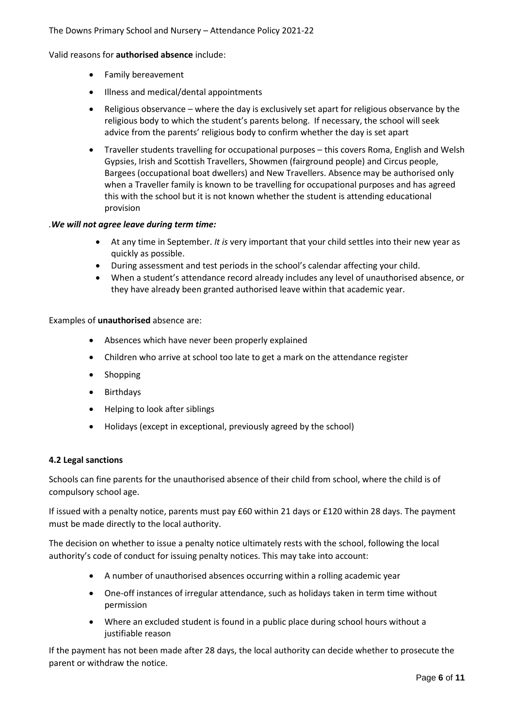Valid reasons for **authorised absence** include:

- Family bereavement
- Illness and medical/dental appointments
- Religious observance – where the day is exclusively set apart for religious observance by the religious body to which the student's parents belong. If necessary, the school will seek advice from the parents' religious body to confirm whether the day is set apart
- Traveller students travelling for occupational purposes – this covers Roma, English and Welsh Gypsies, Irish and Scottish Travellers, Showmen (fairground people) and Circus people, Bargees (occupational boat dwellers) and New Travellers. Absence may be authorised only when a Traveller family is known to be travelling for occupational purposes and has agreed this with the school but it is not known whether the student is attending educational provision

.***We will not agree leave during term time:***

- At any time in September. *It is* very important that your child settles into their new year as quickly as possible.
- During assessment and test periods in the school's calendar affecting your child.
- When a student's attendance record already includes any level of unauthorised absence, or they have already been granted authorised leave within that academic year.

Examples of **unauthorised** absence are:

- Absences which have never been properly explained
- Children who arrive at school too late to get a mark on the attendance register
- Shopping
- Birthdays
- Helping to look after siblings
- Holidays (except in exceptional, previously agreed by the school)

**4.2 Legal sanctions**

Schools can fine parents for the unauthorised absence of their child from school, where the child is of compulsory school age.

If issued with a penalty notice, parents must pay £60 within 21 days or £120 within 28 days. The payment must be made directly to the local authority.

The decision on whether to issue a penalty notice ultimately rests with the school, following the local authority's code of conduct for issuing penalty notices. This may take into account:

- A number of unauthorised absences occurring within a rolling academic year
- One-off instances of irregular attendance, such as holidays taken in term time without permission
- Where an excluded student is found in a public place during school hours without a justifiable reason

If the payment has not been made after 28 days, the local authority can decide whether to prosecute the parent or withdraw the notice.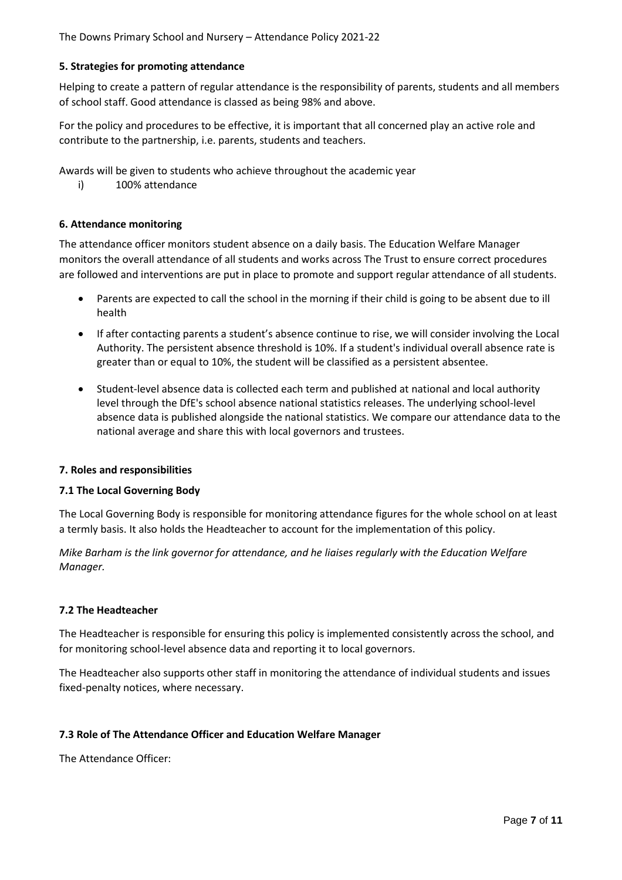## 5. Strategies for promoting attendance

Helping to create a pattern of regular attendance is the responsibility of parents, students and all members of school staff. Good attendance is classed as being 98% and above.

For the policy and procedures to be effective, it is important that all concerned play an active role and contribute to the partnership, i.e. parents, students and teachers.

Awards will be given to students who achieve throughout the academic year

i) 100% attendance

## 6. Attendance monitoring

The attendance officer monitors student absence on a daily basis. The Education Welfare Manager monitors the overall attendance of all students and works across The Trust to ensure correct procedures are followed and interventions are put in place to promote and support regular attendance of all students.

- Parents are expected to call the school in the morning if their child is going to be absent due to ill health
- If after contacting parents a student's absence continue to rise, we will consider involving the Local Authority. The persistent absence threshold is 10%. If a student's individual overall absence rate is greater than or equal to 10%, the student will be classified as a persistent absentee.
- Student-level absence data is collected each term and published at national and local authority level through the DfE's school absence national statistics releases. The underlying school-level absence data is published alongside the national statistics. We compare our attendance data to the national average and share this with local governors and trustees.

## 7. Roles and responsibilities

### 7.1 The Local Governing Body

The Local Governing Body is responsible for monitoring attendance figures for the whole school on at least a termly basis. It also holds the Headteacher to account for the implementation of this policy.

*Mike Barham is the link governor for attendance, and he liaises regularly with the Education Welfare Manager.*

### 7.2 The Headteacher

The Headteacher is responsible for ensuring this policy is implemented consistently across the school, and for monitoring school-level absence data and reporting it to local governors.

The Headteacher also supports other staff in monitoring the attendance of individual students and issues fixed-penalty notices, where necessary.

### 7.3 Role of The Attendance Officer and Education Welfare Manager

The Attendance Officer: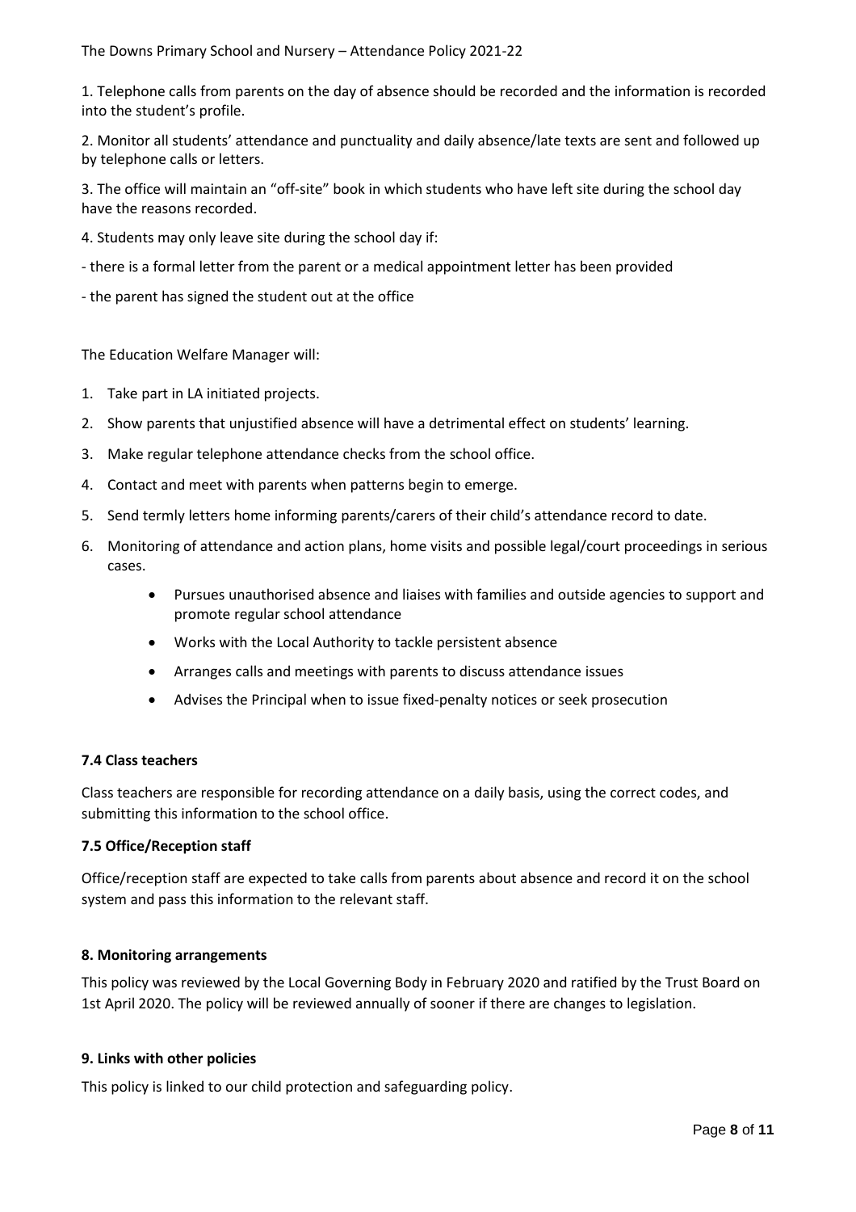1. Telephone calls from parents on the day of absence should be recorded and the information is recorded into the student's profile.

2. Monitor all students' attendance and punctuality and daily absence/late texts are sent and followed up by telephone calls or letters.

3. The office will maintain an "off-site" book in which students who have left site during the school day have the reasons recorded.

4. Students may only leave site during the school day if:

- there is a formal letter from the parent or a medical appointment letter has been provided

- the parent has signed the student out at the office

The Education Welfare Manager will:

1. Take part in LA initiated projects.
2. Show parents that unjustified absence will have a detrimental effect on students' learning.
3. Make regular telephone attendance checks from the school office.
4. Contact and meet with parents when patterns begin to emerge.
5. Send termly letters home informing parents/carers of their child's attendance record to date.
6. Monitoring of attendance and action plans, home visits and possible legal/court proceedings in serious cases.
    - Pursues unauthorised absence and liaises with families and outside agencies to support and promote regular school attendance
    - Works with the Local Authority to tackle persistent absence
    - Arranges calls and meetings with parents to discuss attendance issues
    - Advises the Principal when to issue fixed-penalty notices or seek prosecution

### 7.4 Class teachers

Class teachers are responsible for recording attendance on a daily basis, using the correct codes, and submitting this information to the school office.

### 7.5 Office/Reception staff

Office/reception staff are expected to take calls from parents about absence and record it on the school system and pass this information to the relevant staff.

## 8. Monitoring arrangements

This policy was reviewed by the Local Governing Body in February 2020 and ratified by the Trust Board on 1st April 2020. The policy will be reviewed annually of sooner if there are changes to legislation.

## 9. Links with other policies

This policy is linked to our child protection and safeguarding policy.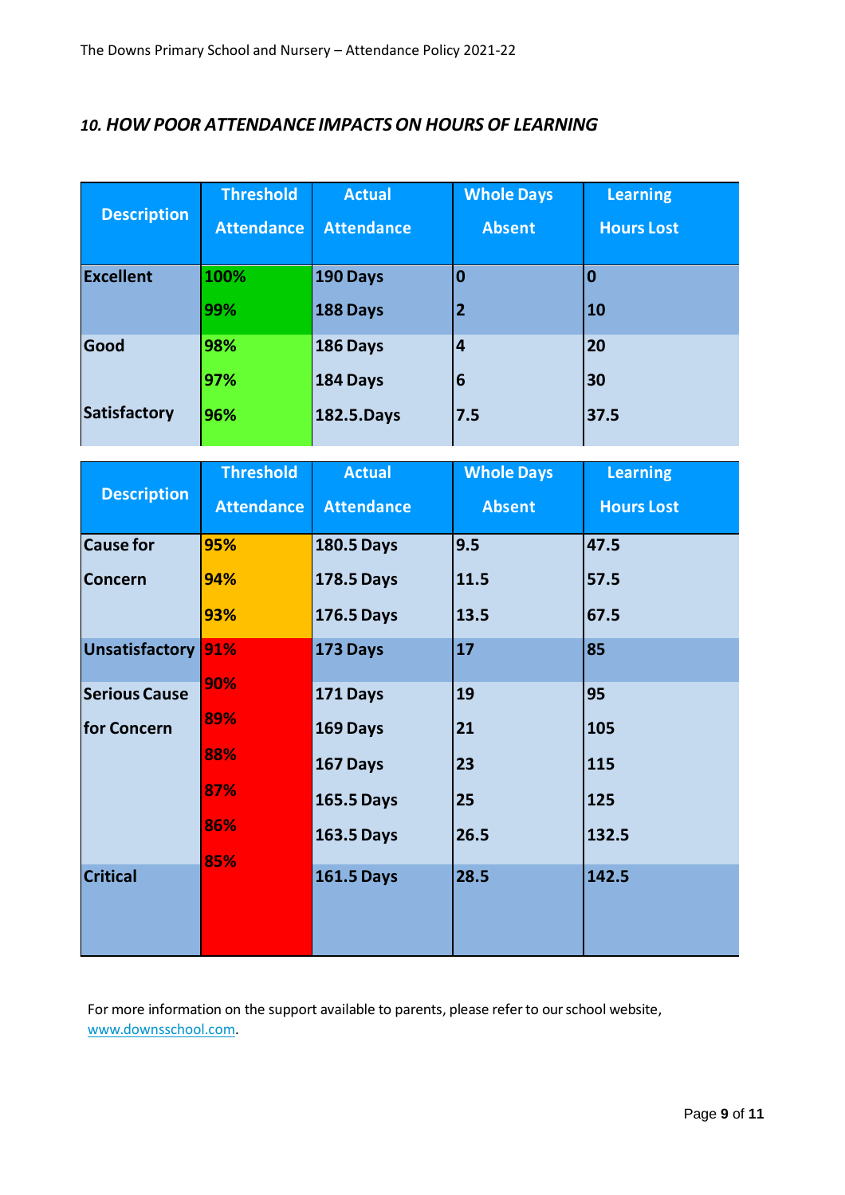## *10. HOW POOR ATTENDANCE IMPACTS ON HOURS OF LEARNING*

| Description | Threshold Attendance | Actual Attendance | Whole Days Absent | Learning Hours Lost |
|---|---|---|---|---|
| **Excellent** | **100%** | **190 Days** | **0** | **0** |
| | **99%** | **188 Days** | **2** | **10** |
| **Good** | **98%** | **186 Days** | **4** | **20** |
| | **97%** | **184 Days** | **6** | **30** |
| **Satisfactory** | **96%** | **182.5.Days** | **7.5** | **37.5** |

| Description | Threshold Attendance | Actual Attendance | Whole Days Absent | Learning Hours Lost |
|---|---|---|---|---|
| **Cause for Concern** | **95%** | **180.5 Days** | **9.5** | **47.5** |
| | **94%** | **178.5 Days** | **11.5** | **57.5** |
| | **93%** | **176.5 Days** | **13.5** | **67.5** |
| **Unsatisfactory** | **91%** | **173 Days** | **17** | **85** |
| **Serious Cause for Concern** | **90%** | **171 Days** | **19** | **95** |
| | **89%** | **169 Days** | **21** | **105** |
| | **88%** | **167 Days** | **23** | **115** |
| | **87%** | **165.5 Days** | **25** | **125** |
| | **86%** | **163.5 Days** | **26.5** | **132.5** |
| **Critical** | **85%** | **161.5 Days** | **28.5** | **142.5** |

For more information on the support available to parents, please refer to our school website, [www.downsschool.com](http://www.downsschool.com).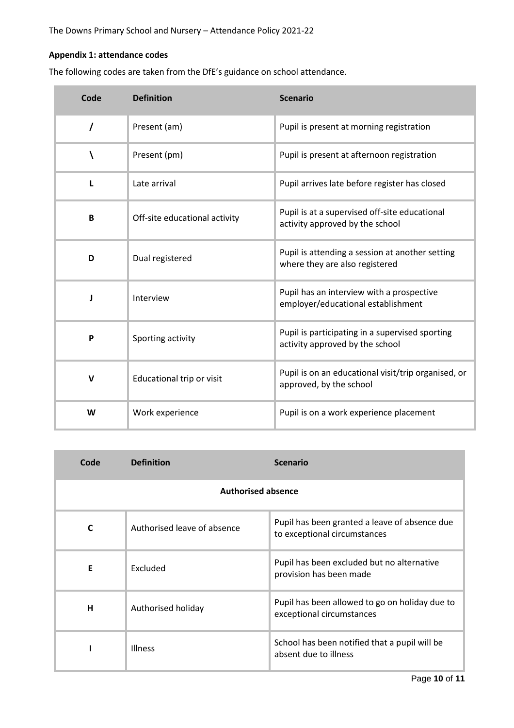**Appendix 1: attendance codes**

The following codes are taken from the DfE's guidance on school attendance.

| Code | Definition | Scenario |
|---|---|---|
| / | Present (am) | Pupil is present at morning registration |
| \ | Present (pm) | Pupil is present at afternoon registration |
| L | Late arrival | Pupil arrives late before register has closed |
| B | Off-site educational activity | Pupil is at a supervised off-site educational activity approved by the school |
| D | Dual registered | Pupil is attending a session at another setting where they are also registered |
| J | Interview | Pupil has an interview with a prospective employer/educational establishment |
| P | Sporting activity | Pupil is participating in a supervised sporting activity approved by the school |
| V | Educational trip or visit | Pupil is on an educational visit/trip organised, or approved, by the school |
| W | Work experience | Pupil is on a work experience placement |

| Code | Definition | Scenario |
|---|---|---|
| **Authorised absence** | | |
| C | Authorised leave of absence | Pupil has been granted a leave of absence due to exceptional circumstances |
| E | Excluded | Pupil has been excluded but no alternative provision has been made |
| H | Authorised holiday | Pupil has been allowed to go on holiday due to exceptional circumstances |
| I | Illness | School has been notified that a pupil will be absent due to illness |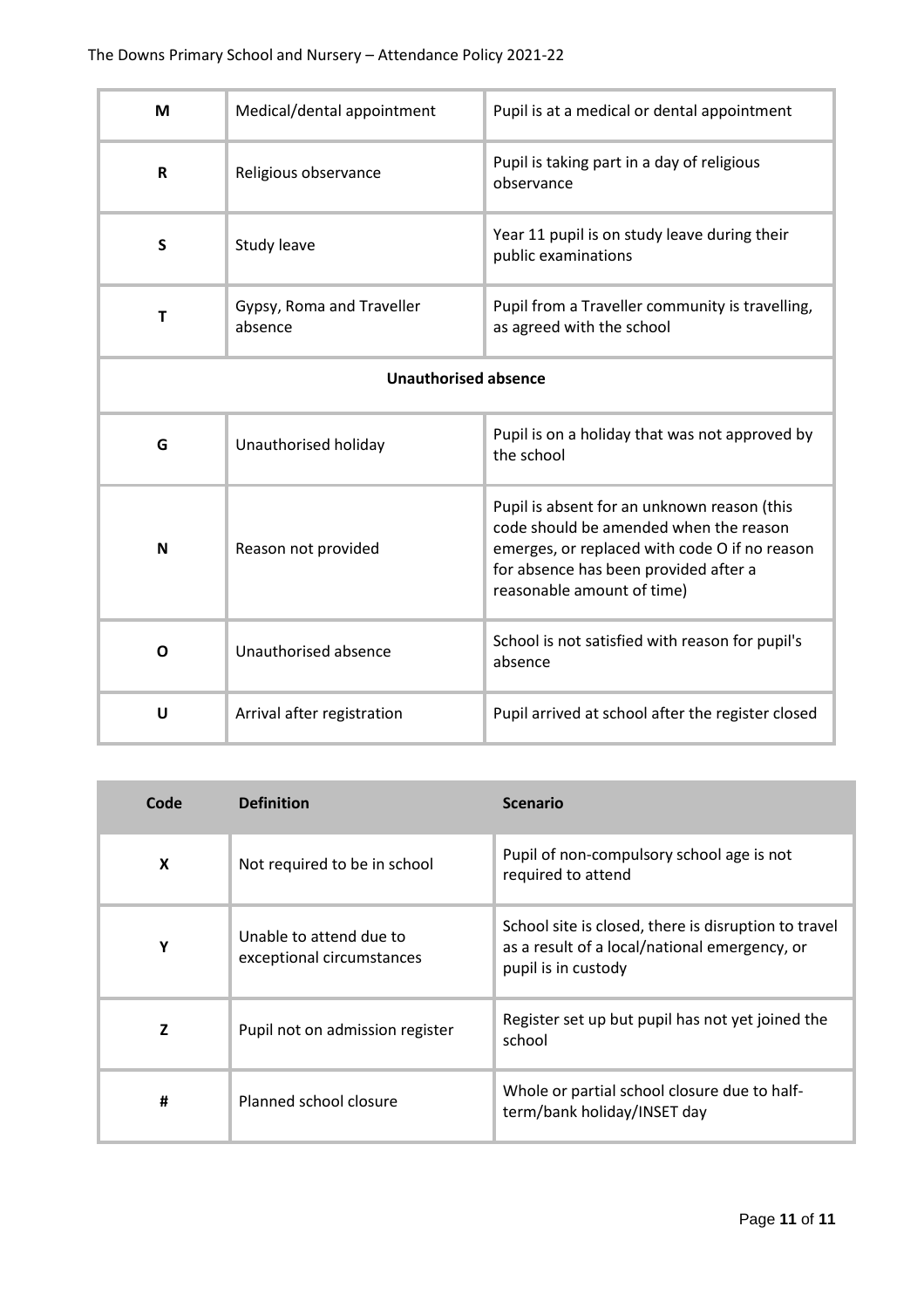| | | |
|---|---|---|
| **M** | Medical/dental appointment | Pupil is at a medical or dental appointment |
| **R** | Religious observance | Pupil is taking part in a day of religious observance |
| **S** | Study leave | Year 11 pupil is on study leave during their public examinations |
| **T** | Gypsy, Roma and Traveller absence | Pupil from a Traveller community is travelling, as agreed with the school |
| **Unauthorised absence** | | |
| **G** | Unauthorised holiday | Pupil is on a holiday that was not approved by the school |
| **N** | Reason not provided | Pupil is absent for an unknown reason (this code should be amended when the reason emerges, or replaced with code O if no reason for absence has been provided after a reasonable amount of time) |
| **O** | Unauthorised absence | School is not satisfied with reason for pupil's absence |
| **U** | Arrival after registration | Pupil arrived at school after the register closed |

| Code | Definition | Scenario |
|---|---|---|
| **X** | Not required to be in school | Pupil of non-compulsory school age is not required to attend |
| **Y** | Unable to attend due to exceptional circumstances | School site is closed, there is disruption to travel as a result of a local/national emergency, or pupil is in custody |
| **Z** | Pupil not on admission register | Register set up but pupil has not yet joined the school |
| **#** | Planned school closure | Whole or partial school closure due to half-term/bank holiday/INSET day |